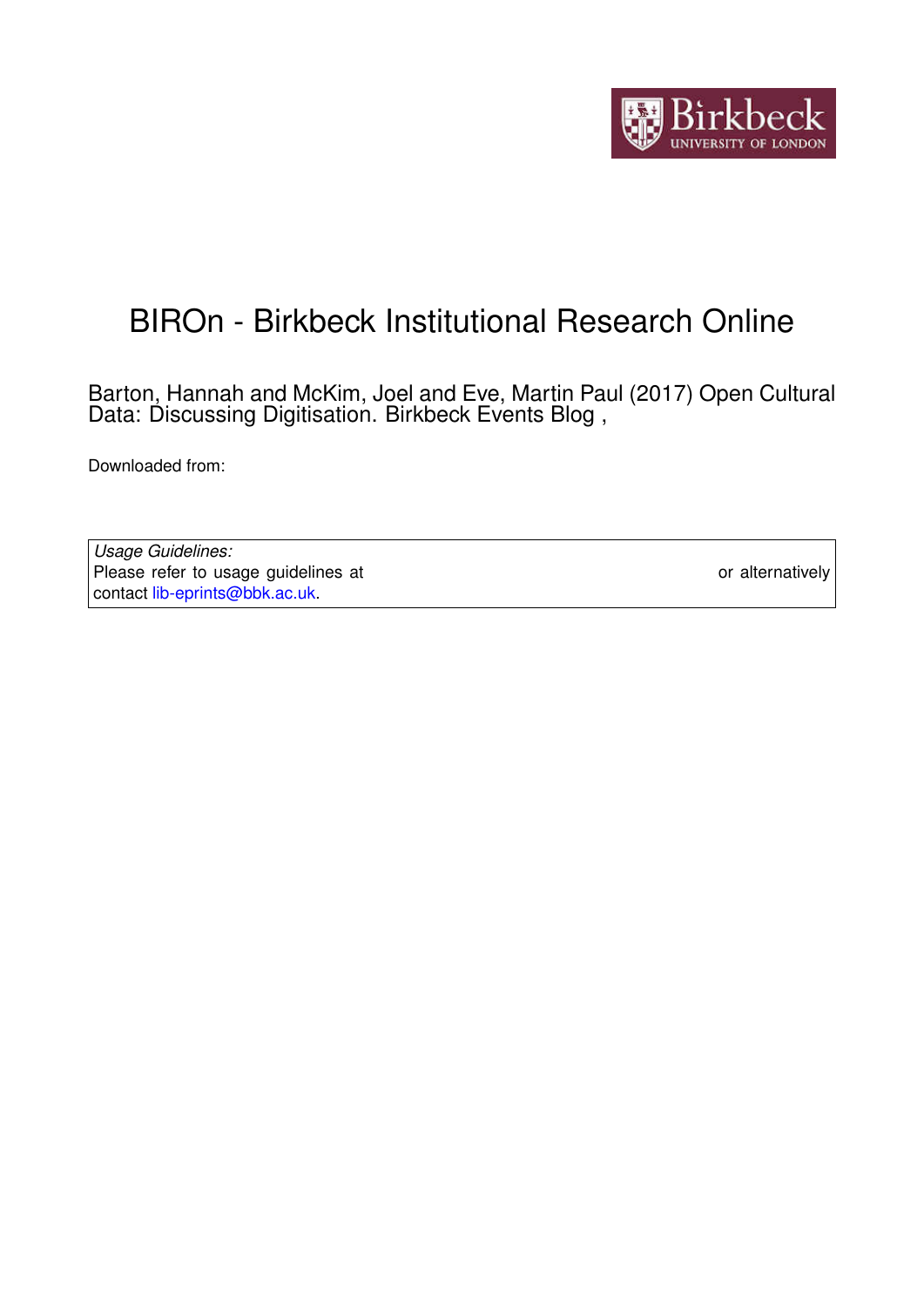# BIROn - Birkbeck Institutional Research Online

Barton, Hannah and McKim, Joel and Eve, Martin Paul (2017) Open Cultural Data: Discussing Digitisation. Birkbeck Events Blog ,

Downloaded from:

*Usage Guidelines:*
Please refer to usage guidelines at or alternatively contact lib-eprints@bbk.ac.uk.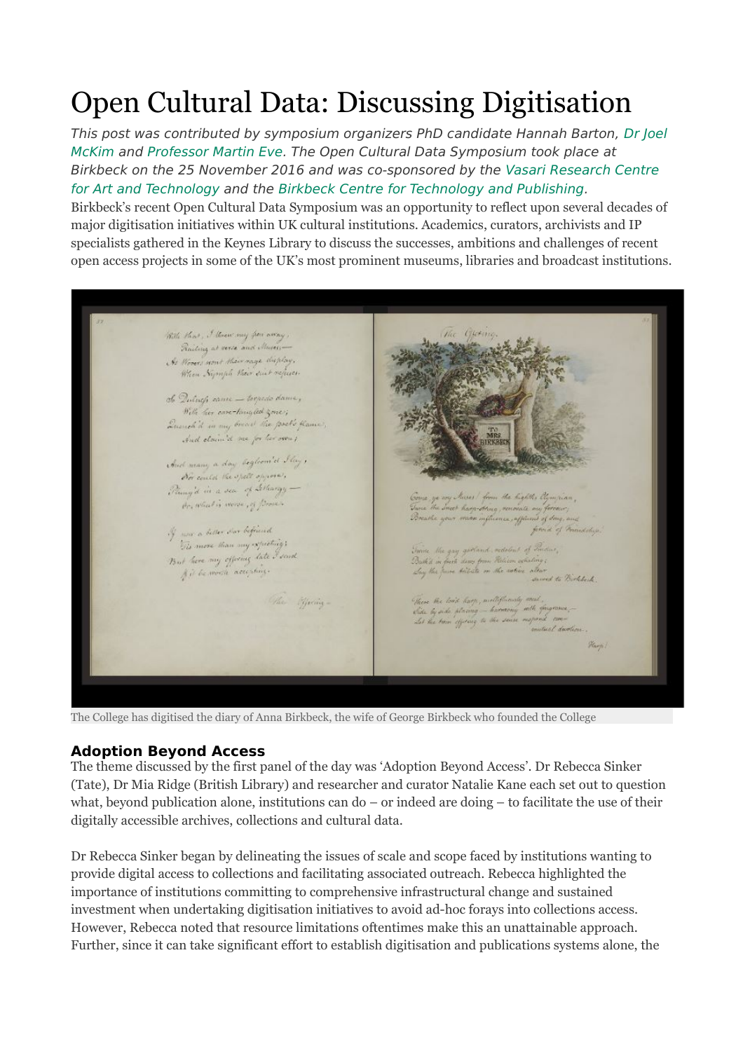# Open Cultural Data: Discussing Digitisation

*This post was contributed by symposium organizers PhD candidate Hannah Barton, Dr Joel McKim and Professor Martin Eve. The Open Cultural Data Symposium took place at Birkbeck on the 25 November 2016 and was co-sponsored by the Vasari Research Centre for Art and Technology and the Birkbeck Centre for Technology and Publishing.*

Birkbeck's recent Open Cultural Data Symposium was an opportunity to reflect upon several decades of major digitisation initiatives within UK cultural institutions. Academics, curators, archivists and IP specialists gathered in the Keynes Library to discuss the successes, ambitions and challenges of recent open access projects in some of the UK's most prominent museums, libraries and broadcast institutions.

The College has digitised the diary of Anna Birkbeck, the wife of George Birkbeck who founded the College

### Adoption Beyond Access

The theme discussed by the first panel of the day was 'Adoption Beyond Access'. Dr Rebecca Sinker (Tate), Dr Mia Ridge (British Library) and researcher and curator Natalie Kane each set out to question what, beyond publication alone, institutions can do – or indeed are doing – to facilitate the use of their digitally accessible archives, collections and cultural data.

Dr Rebecca Sinker began by delineating the issues of scale and scope faced by institutions wanting to provide digital access to collections and facilitating associated outreach. Rebecca highlighted the importance of institutions committing to comprehensive infrastructural change and sustained investment when undertaking digitisation initiatives to avoid ad-hoc forays into collections access. However, Rebecca noted that resource limitations oftentimes make this an unattainable approach. Further, since it can take significant effort to establish digitisation and publications systems alone, the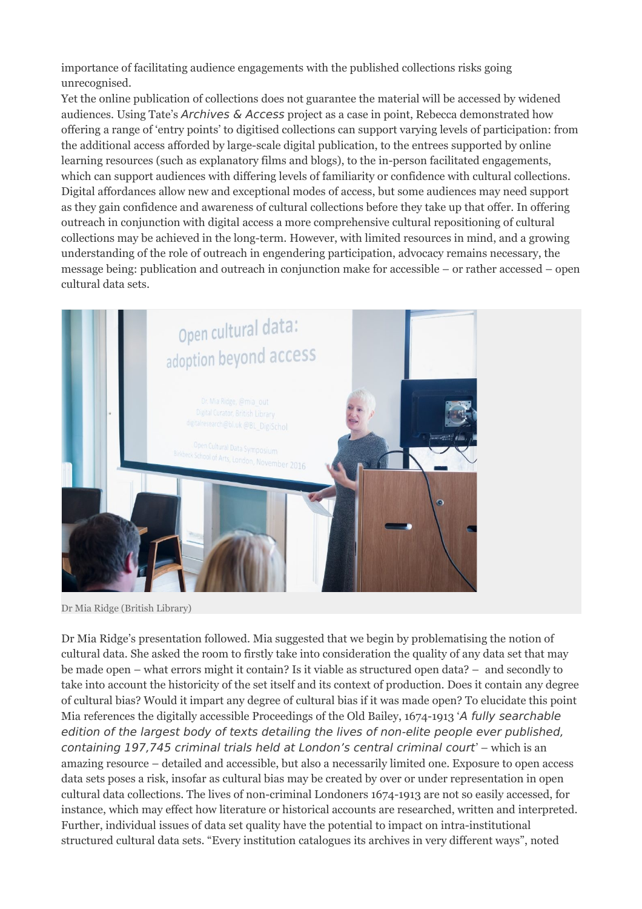importance of facilitating audience engagements with the published collections risks going unrecognised.

Yet the online publication of collections does not guarantee the material will be accessed by widened audiences. Using Tate's *Archives & Access* project as a case in point, Rebecca demonstrated how offering a range of 'entry points' to digitised collections can support varying levels of participation: from the additional access afforded by large-scale digital publication, to the entrees supported by online learning resources (such as explanatory films and blogs), to the in-person facilitated engagements, which can support audiences with differing levels of familiarity or confidence with cultural collections. Digital affordances allow new and exceptional modes of access, but some audiences may need support as they gain confidence and awareness of cultural collections before they take up that offer. In offering outreach in conjunction with digital access a more comprehensive cultural repositioning of cultural collections may be achieved in the long-term. However, with limited resources in mind, and a growing understanding of the role of outreach in engendering participation, advocacy remains necessary, the message being: publication and outreach in conjunction make for accessible – or rather accessed – open cultural data sets.

Dr Mia Ridge (British Library)

Dr Mia Ridge's presentation followed. Mia suggested that we begin by problematising the notion of cultural data. She asked the room to firstly take into consideration the quality of any data set that may be made open – what errors might it contain? Is it viable as structured open data? – and secondly to take into account the historicity of the set itself and its context of production. Does it contain any degree of cultural bias? Would it impart any degree of cultural bias if it was made open? To elucidate this point Mia references the digitally accessible Proceedings of the Old Bailey, 1674-1913 '*A fully searchable edition of the largest body of texts detailing the lives of non-elite people ever published, containing 197,745 criminal trials held at London's central criminal court*' – which is an amazing resource – detailed and accessible, but also a necessarily limited one. Exposure to open access data sets poses a risk, insofar as cultural bias may be created by over or under representation in open cultural data collections. The lives of non-criminal Londoners 1674-1913 are not so easily accessed, for instance, which may effect how literature or historical accounts are researched, written and interpreted. Further, individual issues of data set quality have the potential to impact on intra-institutional structured cultural data sets. "Every institution catalogues its archives in very different ways", noted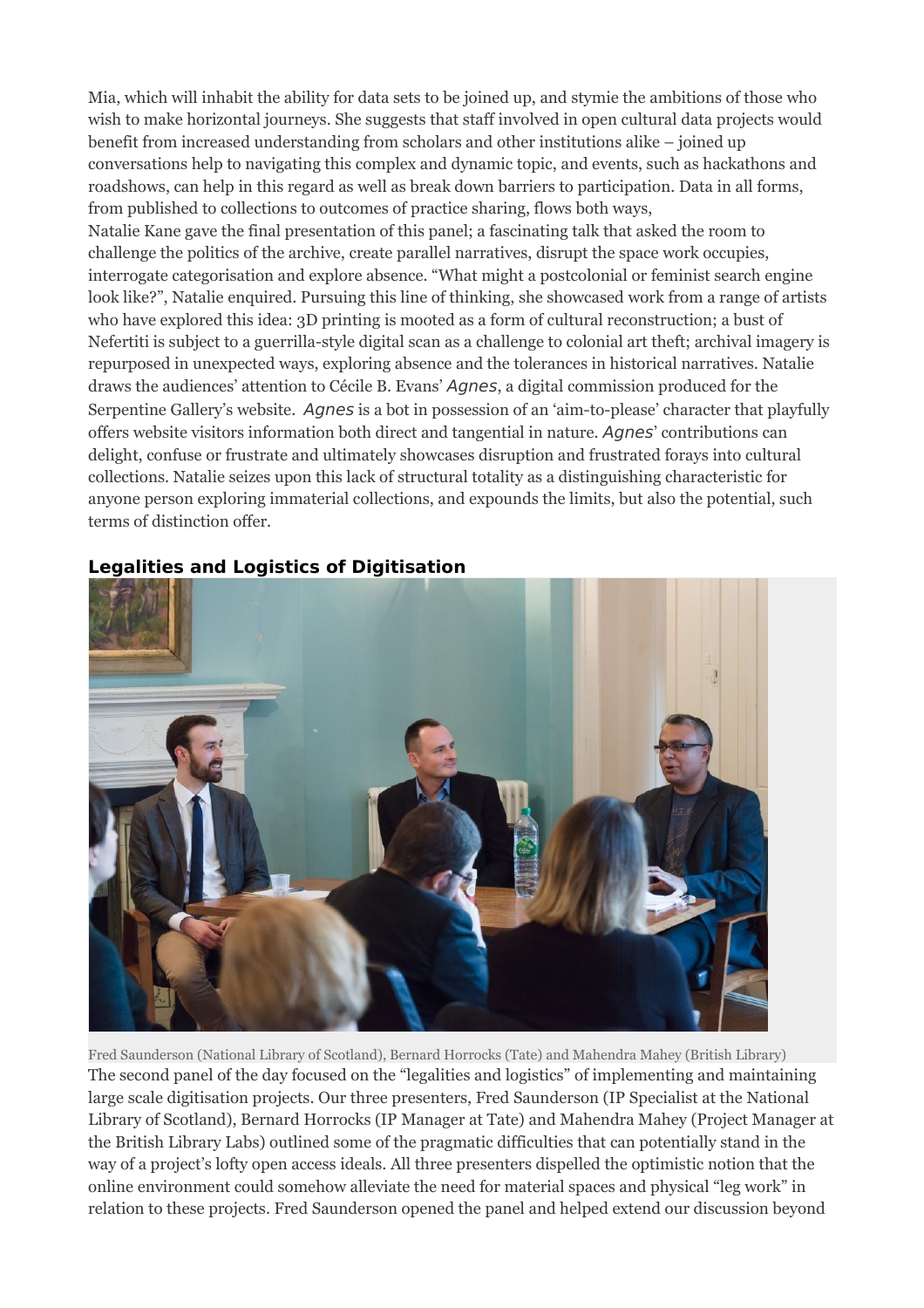Mia, which will inhabit the ability for data sets to be joined up, and stymie the ambitions of those who wish to make horizontal journeys. She suggests that staff involved in open cultural data projects would benefit from increased understanding from scholars and other institutions alike – joined up conversations help to navigating this complex and dynamic topic, and events, such as hackathons and roadshows, can help in this regard as well as break down barriers to participation. Data in all forms, from published to collections to outcomes of practice sharing, flows both ways,

Natalie Kane gave the final presentation of this panel; a fascinating talk that asked the room to challenge the politics of the archive, create parallel narratives, disrupt the space work occupies, interrogate categorisation and explore absence. "What might a postcolonial or feminist search engine look like?", Natalie enquired. Pursuing this line of thinking, she showcased work from a range of artists who have explored this idea: 3D printing is mooted as a form of cultural reconstruction; a bust of Nefertiti is subject to a guerrilla-style digital scan as a challenge to colonial art theft; archival imagery is repurposed in unexpected ways, exploring absence and the tolerances in historical narratives. Natalie draws the audiences' attention to Cécile B. Evans' *Agnes*, a digital commission produced for the Serpentine Gallery's website. *Agnes* is a bot in possession of an 'aim-to-please' character that playfully offers website visitors information both direct and tangential in nature. *Agnes*' contributions can delight, confuse or frustrate and ultimately showcases disruption and frustrated forays into cultural collections. Natalie seizes upon this lack of structural totality as a distinguishing characteristic for anyone person exploring immaterial collections, and expounds the limits, but also the potential, such terms of distinction offer.

## Legalities and Logistics of Digitisation

Fred Saunderson (National Library of Scotland), Bernard Horrocks (Tate) and Mahendra Mahey (British Library)

The second panel of the day focused on the "legalities and logistics" of implementing and maintaining large scale digitisation projects. Our three presenters, Fred Saunderson (IP Specialist at the National Library of Scotland), Bernard Horrocks (IP Manager at Tate) and Mahendra Mahey (Project Manager at the British Library Labs) outlined some of the pragmatic difficulties that can potentially stand in the way of a project's lofty open access ideals. All three presenters dispelled the optimistic notion that the online environment could somehow alleviate the need for material spaces and physical "leg work" in relation to these projects. Fred Saunderson opened the panel and helped extend our discussion beyond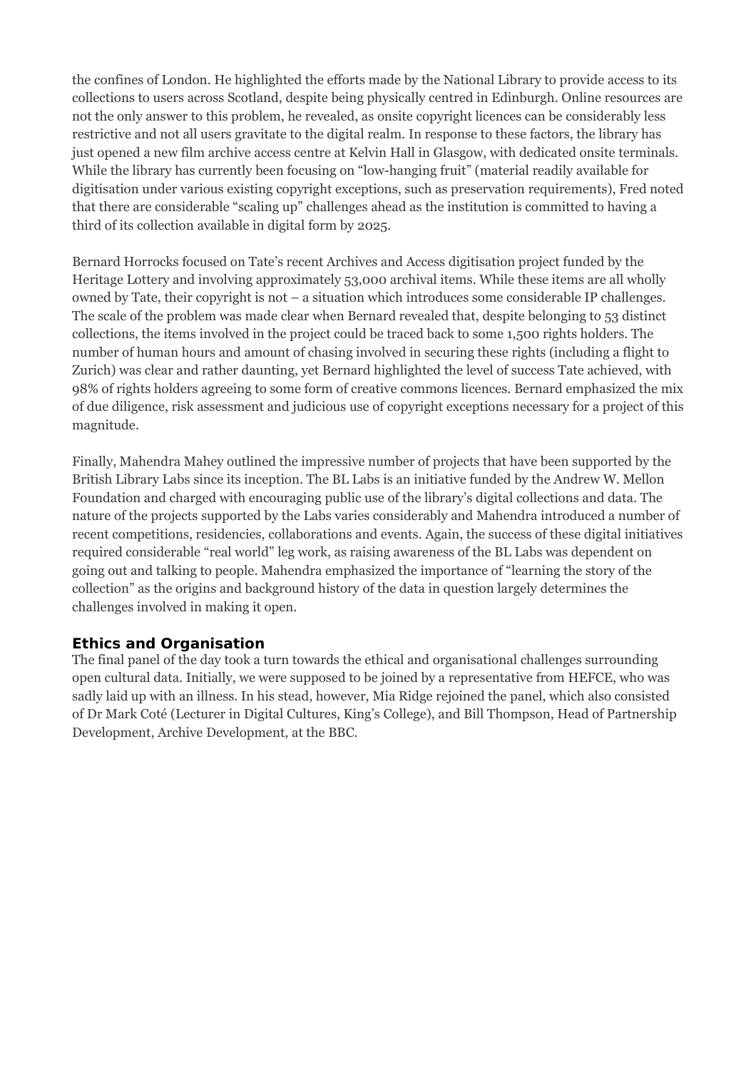the confines of London. He highlighted the efforts made by the National Library to provide access to its collections to users across Scotland, despite being physically centred in Edinburgh. Online resources are not the only answer to this problem, he revealed, as onsite copyright licences can be considerably less restrictive and not all users gravitate to the digital realm. In response to these factors, the library has just opened a new film archive access centre at Kelvin Hall in Glasgow, with dedicated onsite terminals. While the library has currently been focusing on "low-hanging fruit" (material readily available for digitisation under various existing copyright exceptions, such as preservation requirements), Fred noted that there are considerable "scaling up" challenges ahead as the institution is committed to having a third of its collection available in digital form by 2025.

Bernard Horrocks focused on Tate's recent Archives and Access digitisation project funded by the Heritage Lottery and involving approximately 53,000 archival items. While these items are all wholly owned by Tate, their copyright is not – a situation which introduces some considerable IP challenges. The scale of the problem was made clear when Bernard revealed that, despite belonging to 53 distinct collections, the items involved in the project could be traced back to some 1,500 rights holders. The number of human hours and amount of chasing involved in securing these rights (including a flight to Zurich) was clear and rather daunting, yet Bernard highlighted the level of success Tate achieved, with 98% of rights holders agreeing to some form of creative commons licences. Bernard emphasized the mix of due diligence, risk assessment and judicious use of copyright exceptions necessary for a project of this magnitude.

Finally, Mahendra Mahey outlined the impressive number of projects that have been supported by the British Library Labs since its inception. The BL Labs is an initiative funded by the Andrew W. Mellon Foundation and charged with encouraging public use of the library's digital collections and data. The nature of the projects supported by the Labs varies considerably and Mahendra introduced a number of recent competitions, residencies, collaborations and events. Again, the success of these digital initiatives required considerable "real world" leg work, as raising awareness of the BL Labs was dependent on going out and talking to people. Mahendra emphasized the importance of "learning the story of the collection" as the origins and background history of the data in question largely determines the challenges involved in making it open.

### Ethics and Organisation

The final panel of the day took a turn towards the ethical and organisational challenges surrounding open cultural data. Initially, we were supposed to be joined by a representative from HEFCE, who was sadly laid up with an illness. In his stead, however, Mia Ridge rejoined the panel, which also consisted of Dr Mark Coté (Lecturer in Digital Cultures, King's College), and Bill Thompson, Head of Partnership Development, Archive Development, at the BBC.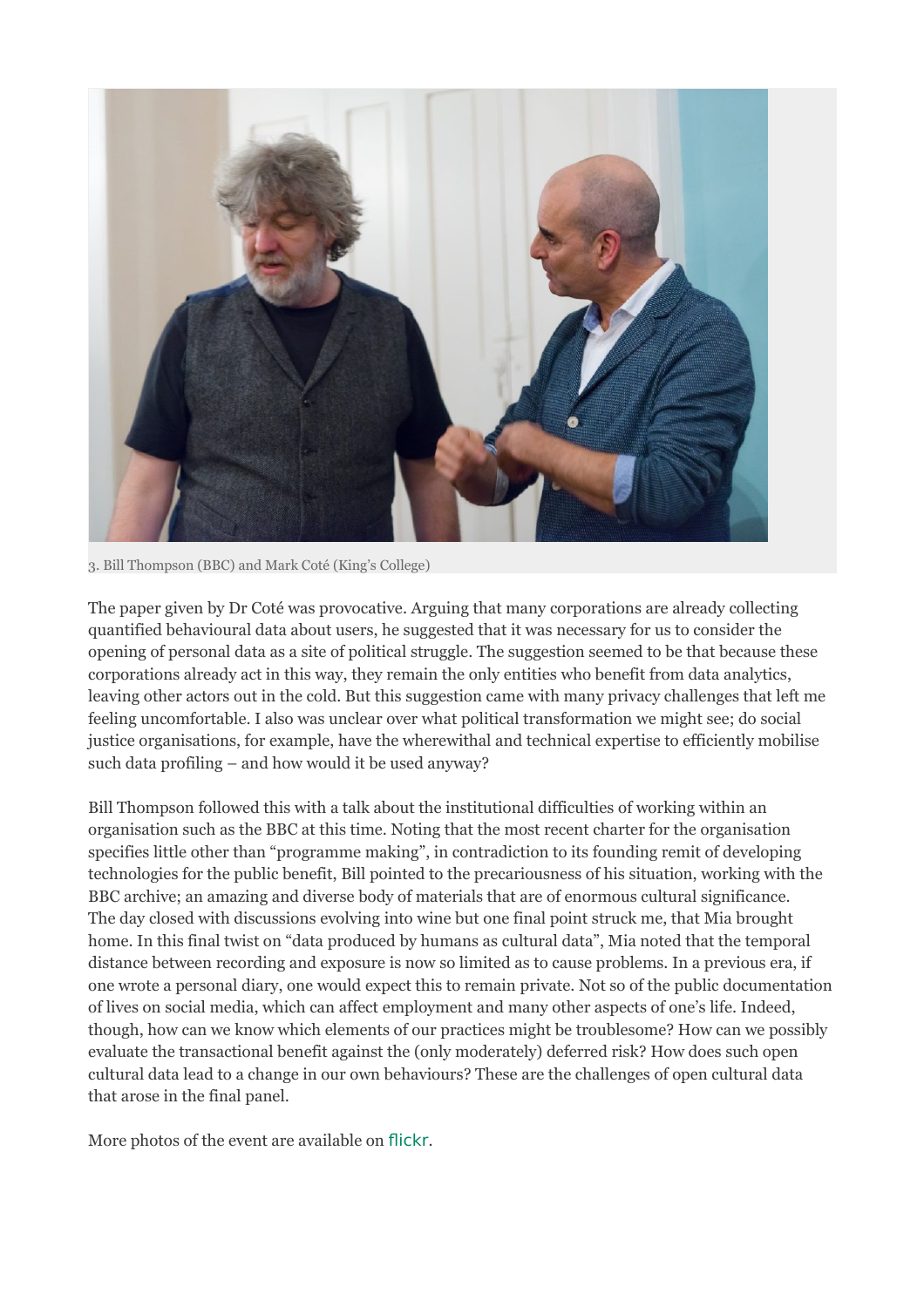3. Bill Thompson (BBC) and Mark Coté (King's College)

The paper given by Dr Coté was provocative. Arguing that many corporations are already collecting quantified behavioural data about users, he suggested that it was necessary for us to consider the opening of personal data as a site of political struggle. The suggestion seemed to be that because these corporations already act in this way, they remain the only entities who benefit from data analytics, leaving other actors out in the cold. But this suggestion came with many privacy challenges that left me feeling uncomfortable. I also was unclear over what political transformation we might see; do social justice organisations, for example, have the wherewithal and technical expertise to efficiently mobilise such data profiling – and how would it be used anyway?

Bill Thompson followed this with a talk about the institutional difficulties of working within an organisation such as the BBC at this time. Noting that the most recent charter for the organisation specifies little other than "programme making", in contradiction to its founding remit of developing technologies for the public benefit, Bill pointed to the precariousness of his situation, working with the BBC archive; an amazing and diverse body of materials that are of enormous cultural significance. The day closed with discussions evolving into wine but one final point struck me, that Mia brought home. In this final twist on "data produced by humans as cultural data", Mia noted that the temporal distance between recording and exposure is now so limited as to cause problems. In a previous era, if one wrote a personal diary, one would expect this to remain private. Not so of the public documentation of lives on social media, which can affect employment and many other aspects of one's life. Indeed, though, how can we know which elements of our practices might be troublesome? How can we possibly evaluate the transactional benefit against the (only moderately) deferred risk? How does such open cultural data lead to a change in our own behaviours? These are the challenges of open cultural data that arose in the final panel.

More photos of the event are available on flickr.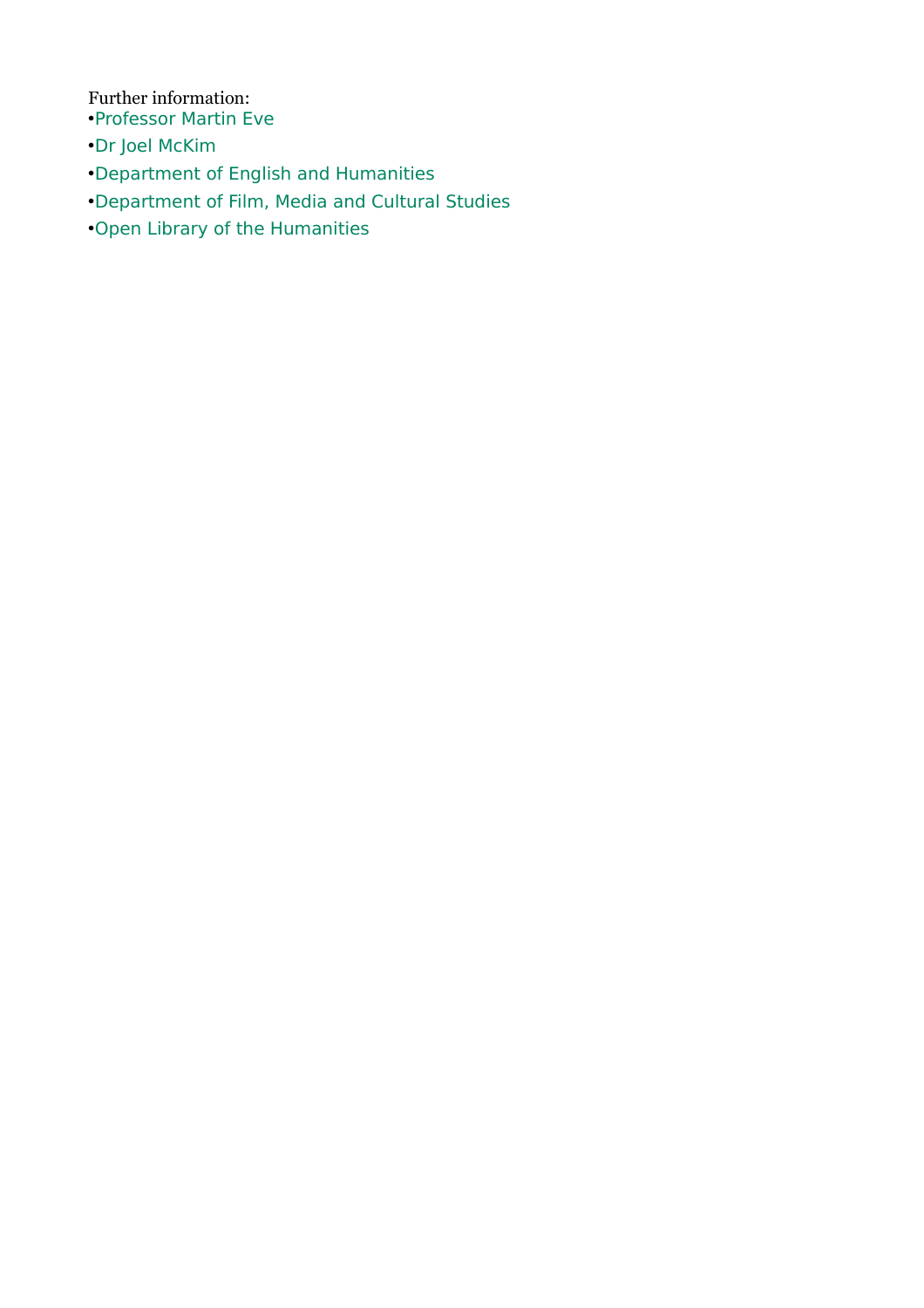Further information:

- Professor Martin Eve
- Dr Joel McKim
- Department of English and Humanities
- Department of Film, Media and Cultural Studies
- Open Library of the Humanities